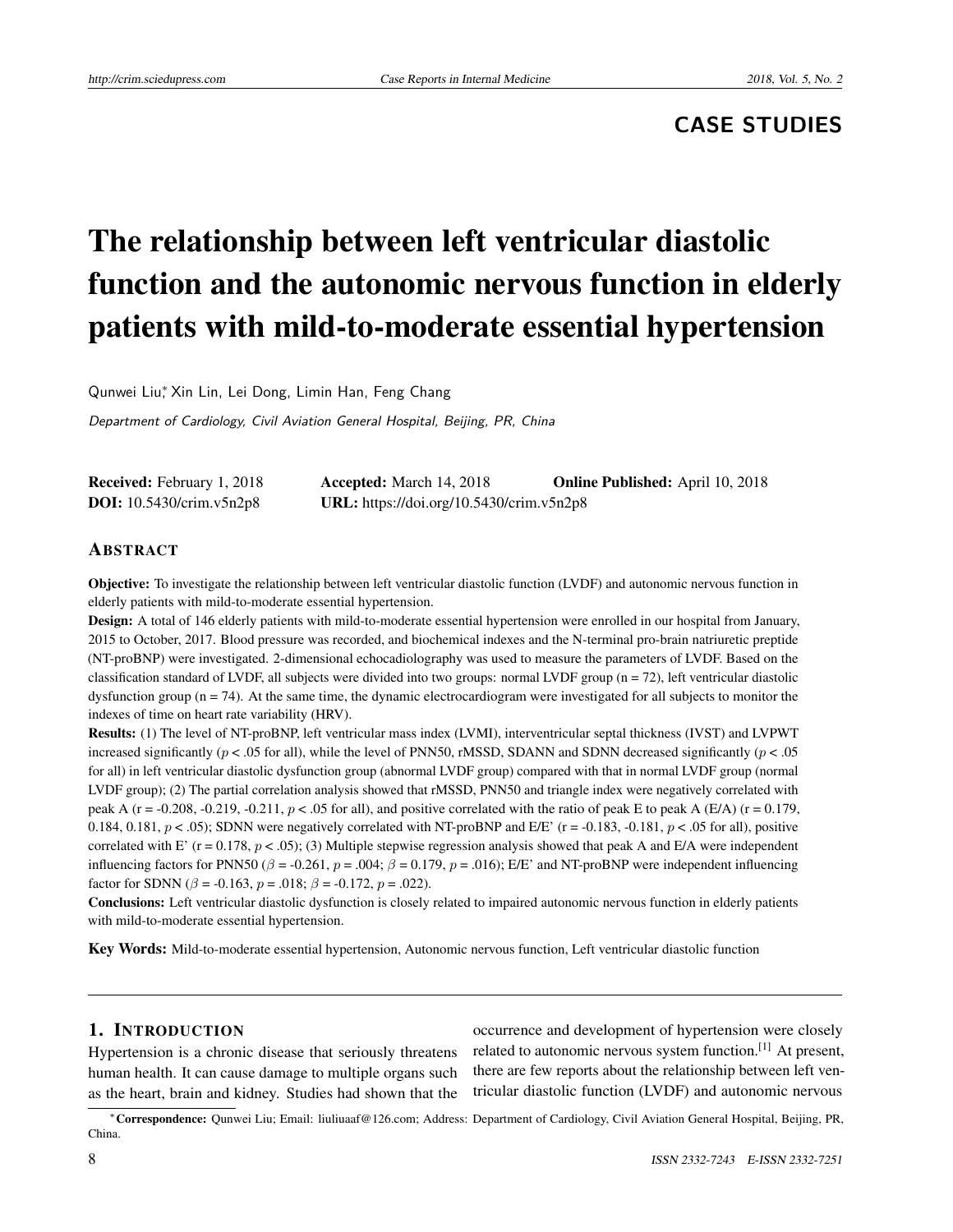**CASE STUDIES**

# The relationship between left ventricular diastolic function and the autonomic nervous function in elderly patients with mild-to-moderate essential hypertension

Qunwei Liu*, Xin Lin, Lei Dong, Limin Han, Feng Chang

*Department of Cardiology, Civil Aviation General Hospital, Beijing, PR, China*

**Received:** February 1, 2018 **Accepted:** March 14, 2018 **Online Published:** April 10, 2018
**DOI:** 10.5430/crim.v5n2p8 **URL:** https://doi.org/10.5430/crim.v5n2p8

## Abstract

**Objective:** To investigate the relationship between left ventricular diastolic function (LVDF) and autonomic nervous function in elderly patients with mild-to-moderate essential hypertension.

**Design:** A total of 146 elderly patients with mild-to-moderate essential hypertension were enrolled in our hospital from January, 2015 to October, 2017. Blood pressure was recorded, and biochemical indexes and the N-terminal pro-brain natriuretic preptide (NT-proBNP) were investigated. 2-dimensional echocadiolography was used to measure the parameters of LVDF. Based on the classification standard of LVDF, all subjects were divided into two groups: normal LVDF group (n = 72), left ventricular diastolic dysfunction group (n = 74). At the same time, the dynamic electrocardiogram were investigated for all subjects to monitor the indexes of time on heart rate variability (HRV).

**Results:** (1) The level of NT-proBNP, left ventricular mass index (LVMI), interventricular septal thickness (IVST) and LVPWT increased significantly ($p < .05$ for all), while the level of PNN50, rMSSD, SDANN and SDNN decreased significantly ($p < .05$ for all) in left ventricular diastolic dysfunction group (abnormal LVDF group) compared with that in normal LVDF group (normal LVDF group); (2) The partial correlation analysis showed that rMSSD, PNN50 and triangle index were negatively correlated with peak A (r = -0.208, -0.219, -0.211, $p < .05$ for all), and positive correlated with the ratio of peak E to peak A (E/A) (r = 0.179, 0.184, 0.181, $p < .05$); SDNN were negatively correlated with NT-proBNP and E/E' (r = -0.183, -0.181, $p < .05$ for all), positive correlated with E' (r = 0.178, $p < .05$); (3) Multiple stepwise regression analysis showed that peak A and E/A were independent influencing factors for PNN50 ($\beta$ = -0.261, $p$ = .004; $\beta$ = 0.179, $p$ = .016); E/E' and NT-proBNP were independent influencing factor for SDNN ($\beta$ = -0.163, $p$ = .018; $\beta$ = -0.172, $p$ = .022).

**Conclusions:** Left ventricular diastolic dysfunction is closely related to impaired autonomic nervous function in elderly patients with mild-to-moderate essential hypertension.

**Key Words:** Mild-to-moderate essential hypertension, Autonomic nervous function, Left ventricular diastolic function

## 1. Introduction

Hypertension is a chronic disease that seriously threatens human health. It can cause damage to multiple organs such as the heart, brain and kidney. Studies had shown that the occurrence and development of hypertension were closely related to autonomic nervous system function.[1] At present, there are few reports about the relationship between left ventricular diastolic function (LVDF) and autonomic nervous

*Correspondence: Qunwei Liu; Email: liuliuaaf@126.com; Address: Department of Cardiology, Civil Aviation General Hospital, Beijing, PR, China.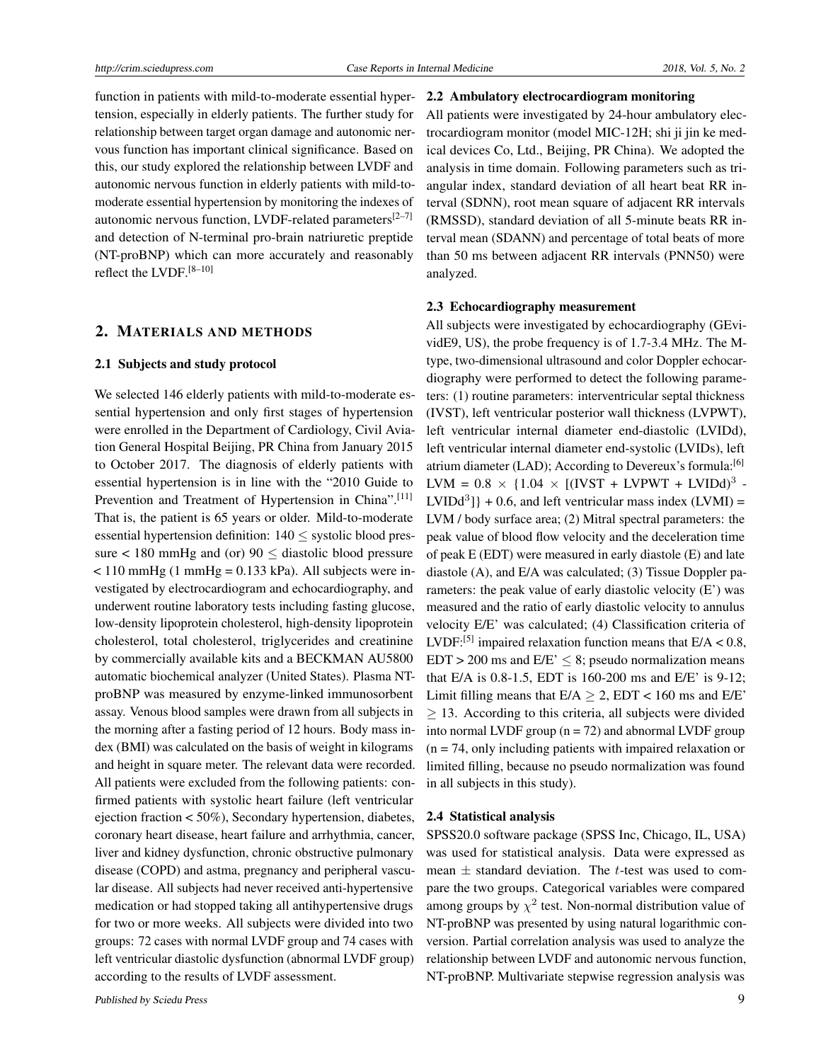function in patients with mild-to-moderate essential hypertension, especially in elderly patients. The further study for relationship between target organ damage and autonomic nervous function has important clinical significance. Based on this, our study explored the relationship between LVDF and autonomic nervous function in elderly patients with mild-to-moderate essential hypertension by monitoring the indexes of autonomic nervous function, LVDF-related parameters[2–7] and detection of N-terminal pro-brain natriuretic preptide (NT-proBNP) which can more accurately and reasonably reflect the LVDF.[8–10]

## 2. MATERIALS AND METHODS

### 2.1 Subjects and study protocol

We selected 146 elderly patients with mild-to-moderate essential hypertension and only first stages of hypertension were enrolled in the Department of Cardiology, Civil Aviation General Hospital Beijing, PR China from January 2015 to October 2017. The diagnosis of elderly patients with essential hypertension is in line with the "2010 Guide to Prevention and Treatment of Hypertension in China".[11] That is, the patient is 65 years or older. Mild-to-moderate essential hypertension definition: $140 \leq$ systolic blood pressure < 180 mmHg and (or) $90 \leq$ diastolic blood pressure < 110 mmHg (1 mmHg = 0.133 kPa). All subjects were investigated by electrocardiogram and echocardiography, and underwent routine laboratory tests including fasting glucose, low-density lipoprotein cholesterol, high-density lipoprotein cholesterol, total cholesterol, triglycerides and creatinine by commercially available kits and a BECKMAN AU5800 automatic biochemical analyzer (United States). Plasma NT-proBNP was measured by enzyme-linked immunosorbent assay. Venous blood samples were drawn from all subjects in the morning after a fasting period of 12 hours. Body mass index (BMI) was calculated on the basis of weight in kilograms and height in square meter. The relevant data were recorded. All patients were excluded from the following patients: confirmed patients with systolic heart failure (left ventricular ejection fraction < 50%), Secondary hypertension, diabetes, coronary heart disease, heart failure and arrhythmia, cancer, liver and kidney dysfunction, chronic obstructive pulmonary disease (COPD) and astma, pregnancy and peripheral vascular disease. All subjects had never received anti-hypertensive medication or had stopped taking all antihypertensive drugs for two or more weeks. All subjects were divided into two groups: 72 cases with normal LVDF group and 74 cases with left ventricular diastolic dysfunction (abnormal LVDF group) according to the results of LVDF assessment.

### 2.2 Ambulatory electrocardiogram monitoring

All patients were investigated by 24-hour ambulatory electrocardiogram monitor (model MIC-12H; shi ji jin ke medical devices Co, Ltd., Beijing, PR China). We adopted the analysis in time domain. Following parameters such as triangular index, standard deviation of all heart beat RR interval (SDNN), root mean square of adjacent RR intervals (RMSSD), standard deviation of all 5-minute beats RR interval mean (SDANN) and percentage of total beats of more than 50 ms between adjacent RR intervals (PNN50) were analyzed.

### 2.3 Echocardiography measurement

All subjects were investigated by echocardiography (GEvividE9, US), the probe frequency is of 1.7-3.4 MHz. The M-type, two-dimensional ultrasound and color Doppler echocardiography were performed to detect the following parameters: (1) routine parameters: interventricular septal thickness (IVST), left ventricular posterior wall thickness (LVPWT), left ventricular internal diameter end-diastolic (LVIDd), left ventricular internal diameter end-systolic (LVIDs), left atrium diameter (LAD); According to Devereux's formula:[6] LVM = $0.8 \times \{1.04 \times [(\text{IVST} + \text{LVPWT} + \text{LVIDd})^3 - \text{LVIDd}^3]\} + 0.6$, and left ventricular mass index (LVMI) = LVM / body surface area; (2) Mitral spectral parameters: the peak value of blood flow velocity and the deceleration time of peak E (EDT) were measured in early diastole (E) and late diastole (A), and E/A was calculated; (3) Tissue Doppler parameters: the peak value of early diastolic velocity (E') was measured and the ratio of early diastolic velocity to annulus velocity E/E' was calculated; (4) Classification criteria of LVDF:[5] impaired relaxation function means that E/A < 0.8, EDT > 200 ms and E/E' $\leq 8$; pseudo normalization means that E/A is 0.8-1.5, EDT is 160-200 ms and E/E' is 9-12; Limit filling means that E/A $\geq 2$, EDT < 160 ms and E/E' $\geq 13$. According to this criteria, all subjects were divided into normal LVDF group (n = 72) and abnormal LVDF group (n = 74, only including patients with impaired relaxation or limited filling, because no pseudo normalization was found in all subjects in this study).

### 2.4 Statistical analysis

SPSS20.0 software package (SPSS Inc, Chicago, IL, USA) was used for statistical analysis. Data were expressed as mean $\pm$ standard deviation. The $t$-test was used to compare the two groups. Categorical variables were compared among groups by $\chi^2$ test. Non-normal distribution value of NT-proBNP was presented by using natural logarithmic conversion. Partial correlation analysis was used to analyze the relationship between LVDF and autonomic nervous function, NT-proBNP. Multivariate stepwise regression analysis was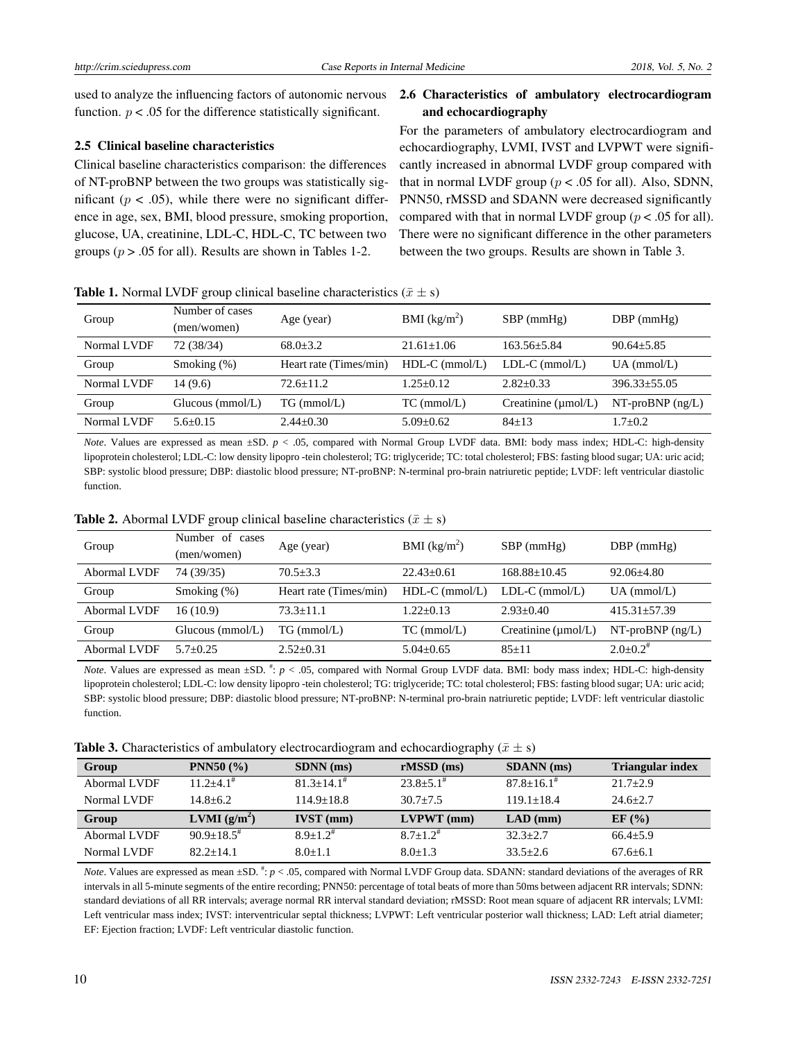used to analyze the influencing factors of autonomic nervous function. $p < .05$ for the difference statistically significant.

### 2.5 Clinical baseline characteristics

Clinical baseline characteristics comparison: the differences of NT-proBNP between the two groups was statistically significant ($p < .05$), while there were no significant difference in age, sex, BMI, blood pressure, smoking proportion, glucose, UA, creatinine, LDL-C, HDL-C, TC between two groups ($p > .05$ for all). Results are shown in Tables 1-2.

### 2.6 Characteristics of ambulatory electrocardiogram and echocardiography

For the parameters of ambulatory electrocardiogram and echocardiography, LVMI, IVST and LVPWT were significantly increased in abnormal LVDF group compared with that in normal LVDF group ($p < .05$ for all). Also, SDNN, PNN50, rMSSD and SDANN were decreased significantly compared with that in normal LVDF group ($p < .05$ for all). There were no significant difference in the other parameters between the two groups. Results are shown in Table 3.

**Table 1.** Normal LVDF group clinical baseline characteristics ($\bar{x} \pm$ s)

| Group | Number of cases (men/women) | Age (year) | BMI (kg/m$^2$) | SBP (mmHg) | DBP (mmHg) |
|---|---|---|---|---|---|
| Normal LVDF | 72 (38/34) | 68.0±3.2 | 21.61±1.06 | 163.56±5.84 | 90.64±5.85 |
| Group | Smoking (%) | Heart rate (Times/min) | HDL-C (mmol/L) | LDL-C (mmol/L) | UA (mmol/L) |
| Normal LVDF | 14 (9.6) | 72.6±11.2 | 1.25±0.12 | 2.82±0.33 | 396.33±55.05 |
| Group | Glucous (mmol/L) | TG (mmol/L) | TC (mmol/L) | Creatinine (µmol/L) | NT-proBNP (ng/L) |
| Normal LVDF | 5.6±0.15 | 2.44±0.30 | 5.09±0.62 | 84±13 | 1.7±0.2 |

*Note*. Values are expressed as mean ±SD. $p < .05$, compared with Normal Group LVDF data. BMI: body mass index; HDL-C: high-density lipoprotein cholesterol; LDL-C: low density lipopro -tein cholesterol; TG: triglyceride; TC: total cholesterol; FBS: fasting blood sugar; UA: uric acid; SBP: systolic blood pressure; DBP: diastolic blood pressure; NT-proBNP: N-terminal pro-brain natriuretic peptide; LVDF: left ventricular diastolic function.

**Table 2.** Abormal LVDF group clinical baseline characteristics ($\bar{x} \pm$ s)

| Group | Number of cases (men/women) | Age (year) | BMI (kg/m$^2$) | SBP (mmHg) | DBP (mmHg) |
|---|---|---|---|---|---|
| Abormal LVDF | 74 (39/35) | 70.5±3.3 | 22.43±0.61 | 168.88±10.45 | 92.06±4.80 |
| Group | Smoking (%) | Heart rate (Times/min) | HDL-C (mmol/L) | LDL-C (mmol/L) | UA (mmol/L) |
| Abormal LVDF | 16 (10.9) | 73.3±11.1 | 1.22±0.13 | 2.93±0.40 | 415.31±57.39 |
| Group | Glucous (mmol/L) | TG (mmol/L) | TC (mmol/L) | Creatinine (µmol/L) | NT-proBNP (ng/L) |
| Abormal LVDF | 5.7±0.25 | 2.52±0.31 | 5.04±0.65 | 85±11 | 2.0±0.2$^{\#}$ |

*Note*. Values are expressed as mean ±SD. $^{\#}$: $p < .05$, compared with Normal Group LVDF data. BMI: body mass index; HDL-C: high-density lipoprotein cholesterol; LDL-C: low density lipopro -tein cholesterol; TG: triglyceride; TC: total cholesterol; FBS: fasting blood sugar; UA: uric acid; SBP: systolic blood pressure; DBP: diastolic blood pressure; NT-proBNP: N-terminal pro-brain natriuretic peptide; LVDF: left ventricular diastolic function.

**Table 3.** Characteristics of ambulatory electrocardiogram and echocardiography ($\bar{x} \pm$ s)

| **Group** | **PNN50 (%)** | **SDNN (ms)** | **rMSSD (ms)** | **SDANN (ms)** | **Triangular index** |
|---|---|---|---|---|---|
| Abormal LVDF | 11.2±4.1$^{\#}$ | 81.3±14.1$^{\#}$ | 23.8±5.1$^{\#}$ | 87.8±16.1$^{\#}$ | 21.7±2.9 |
| Normal LVDF | 14.8±6.2 | 114.9±18.8 | 30.7±7.5 | 119.1±18.4 | 24.6±2.7 |
| **Group** | **LVMI (g/m$^2$)** | **IVST (mm)** | **LVPWT (mm)** | **LAD (mm)** | **EF (%)** |
| Abormal LVDF | 90.9±18.5$^{\#}$ | 8.9±1.2$^{\#}$ | 8.7±1.2$^{\#}$ | 32.3±2.7 | 66.4±5.9 |
| Normal LVDF | 82.2±14.1 | 8.0±1.1 | 8.0±1.3 | 33.5±2.6 | 67.6±6.1 |

*Note*. Values are expressed as mean ±SD. $^{\#}$: $p < .05$, compared with Normal LVDF Group data. SDANN: standard deviations of the averages of RR intervals in all 5-minute segments of the entire recording; PNN50: percentage of total beats of more than 50ms between adjacent RR intervals; SDNN: standard deviations of all RR intervals; average normal RR interval standard deviation; rMSSD: Root mean square of adjacent RR intervals; LVMI: Left ventricular mass index; IVST: interventricular septal thickness; LVPWT: Left ventricular posterior wall thickness; LAD: Left atrial diameter; EF: Ejection fraction; LVDF: Left ventricular diastolic function.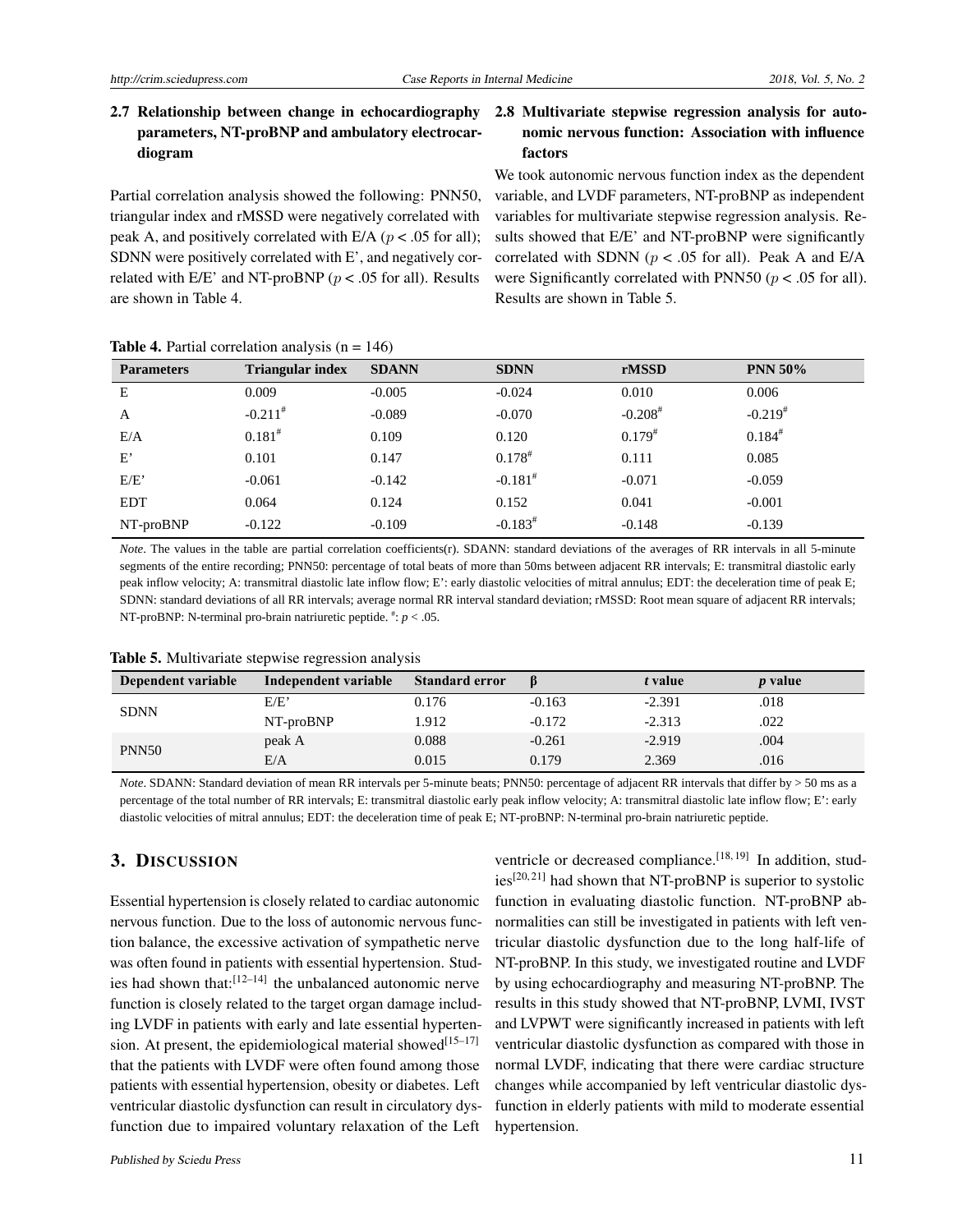### 2.7 Relationship between change in echocardiography parameters, NT-proBNP and ambulatory electrocardiogram

Partial correlation analysis showed the following: PNN50, triangular index and rMSSD were negatively correlated with peak A, and positively correlated with E/A ($p < .05$ for all); SDNN were positively correlated with E', and negatively correlated with E/E' and NT-proBNP ($p < .05$ for all). Results are shown in Table 4.

### 2.8 Multivariate stepwise regression analysis for autonomic nervous function: Association with influence factors

We took autonomic nervous function index as the dependent variable, and LVDF parameters, NT-proBNP as independent variables for multivariate stepwise regression analysis. Results showed that E/E' and NT-proBNP were significantly correlated with SDNN ($p < .05$ for all). Peak A and E/A were Significantly correlated with PNN50 ($p < .05$ for all). Results are shown in Table 5.

**Table 4.** Partial correlation analysis (n = 146)

| Parameters | Triangular index | SDANN | SDNN | rMSSD | PNN 50% |
|---|---|---|---|---|---|
| E | 0.009 | -0.005 | -0.024 | 0.010 | 0.006 |
| A | -0.211# | -0.089 | -0.070 | -0.208# | -0.219# |
| E/A | 0.181# | 0.109 | 0.120 | 0.179# | 0.184# |
| E' | 0.101 | 0.147 | 0.178# | 0.111 | 0.085 |
| E/E' | -0.061 | -0.142 | -0.181# | -0.071 | -0.059 |
| EDT | 0.064 | 0.124 | 0.152 | 0.041 | -0.001 |
| NT-proBNP | -0.122 | -0.109 | -0.183# | -0.148 | -0.139 |

*Note*. The values in the table are partial correlation coefficients(r). SDANN: standard deviations of the averages of RR intervals in all 5-minute segments of the entire recording; PNN50: percentage of total beats of more than 50ms between adjacent RR intervals; E: transmitral diastolic early peak inflow velocity; A: transmitral diastolic late inflow flow; E': early diastolic velocities of mitral annulus; EDT: the deceleration time of peak E; SDNN: standard deviations of all RR intervals; average normal RR interval standard deviation; rMSSD: Root mean square of adjacent RR intervals; NT-proBNP: N-terminal pro-brain natriuretic peptide. #: $p < .05$.

**Table 5.** Multivariate stepwise regression analysis

| Dependent variable | Independent variable | Standard error | β | *t* value | *p* value |
|---|---|---|---|---|---|
| SDNN | E/E' | 0.176 | -0.163 | -2.391 | .018 |
| | NT-proBNP | 1.912 | -0.172 | -2.313 | .022 |
| PNN50 | peak A | 0.088 | -0.261 | -2.919 | .004 |
| | E/A | 0.015 | 0.179 | 2.369 | .016 |

*Note*. SDANN: Standard deviation of mean RR intervals per 5-minute beats; PNN50: percentage of adjacent RR intervals that differ by > 50 ms as a percentage of the total number of RR intervals; E: transmitral diastolic early peak inflow velocity; A: transmitral diastolic late inflow flow; E': early diastolic velocities of mitral annulus; EDT: the deceleration time of peak E; NT-proBNP: N-terminal pro-brain natriuretic peptide.

## 3. Discussion

Essential hypertension is closely related to cardiac autonomic nervous function. Due to the loss of autonomic nervous function balance, the excessive activation of sympathetic nerve was often found in patients with essential hypertension. Studies had shown that:[12–14] the unbalanced autonomic nerve function is closely related to the target organ damage including LVDF in patients with early and late essential hypertension. At present, the epidemiological material showed[15–17] that the patients with LVDF were often found among those patients with essential hypertension, obesity or diabetes. Left ventricular diastolic dysfunction can result in circulatory dysfunction due to impaired voluntary relaxation of the Left ventricle or decreased compliance.[18,19] In addition, studies[20,21] had shown that NT-proBNP is superior to systolic function in evaluating diastolic function. NT-proBNP abnormalities can still be investigated in patients with left ventricular diastolic dysfunction due to the long half-life of NT-proBNP. In this study, we investigated routine and LVDF by using echocardiography and measuring NT-proBNP. The results in this study showed that NT-proBNP, LVMI, IVST and LVPWT were significantly increased in patients with left ventricular diastolic dysfunction as compared with those in normal LVDF, indicating that there were cardiac structure changes while accompanied by left ventricular diastolic dysfunction in elderly patients with mild to moderate essential hypertension.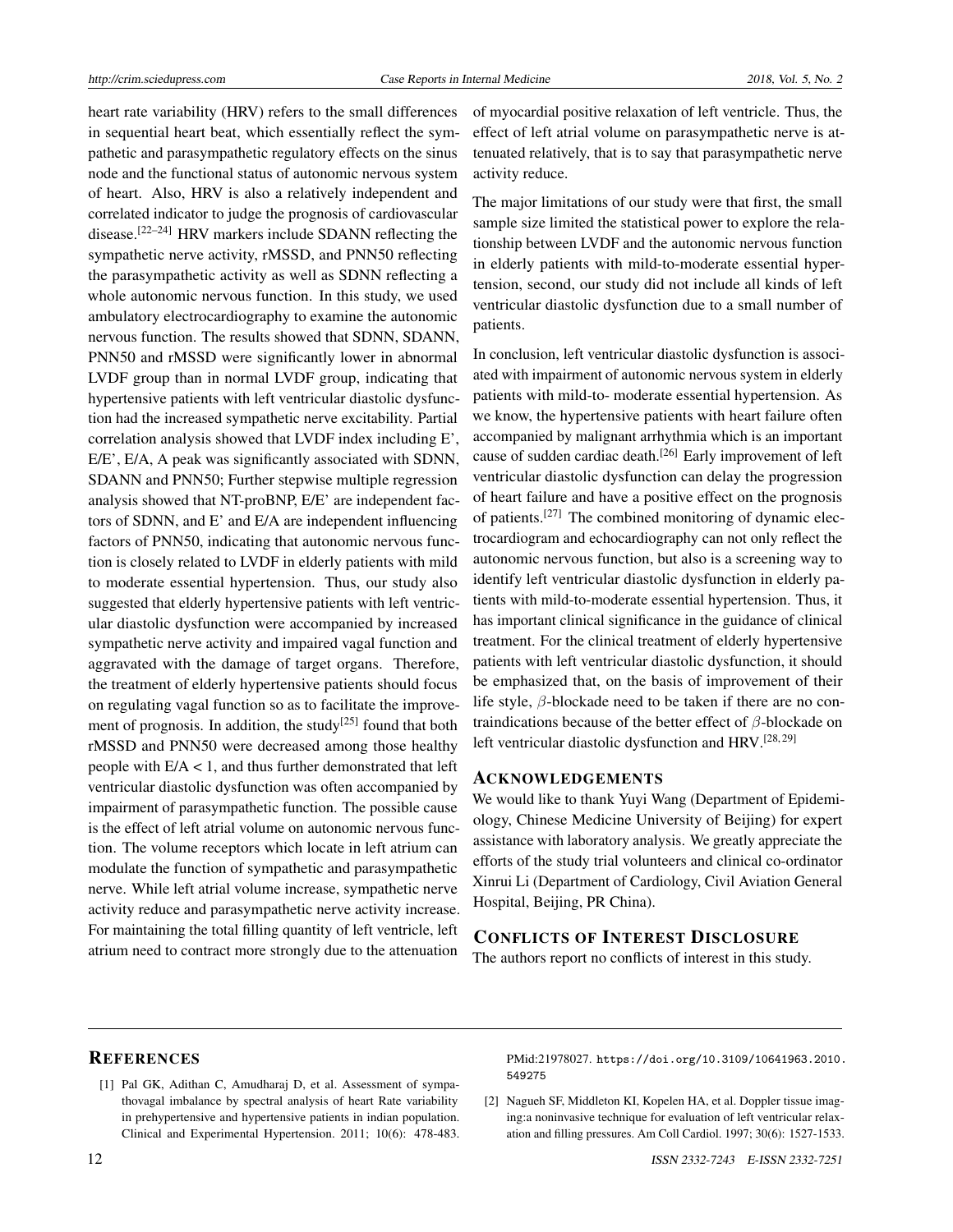heart rate variability (HRV) refers to the small differences in sequential heart beat, which essentially reflect the sympathetic and parasympathetic regulatory effects on the sinus node and the functional status of autonomic nervous system of heart. Also, HRV is also a relatively independent and correlated indicator to judge the prognosis of cardiovascular disease.[22–24] HRV markers include SDANN reflecting the sympathetic nerve activity, rMSSD, and PNN50 reflecting the parasympathetic activity as well as SDNN reflecting a whole autonomic nervous function. In this study, we used ambulatory electrocardiography to examine the autonomic nervous function. The results showed that SDNN, SDANN, PNN50 and rMSSD were significantly lower in abnormal LVDF group than in normal LVDF group, indicating that hypertensive patients with left ventricular diastolic dysfunction had the increased sympathetic nerve excitability. Partial correlation analysis showed that LVDF index including E', E/E', E/A, A peak was significantly associated with SDNN, SDANN and PNN50; Further stepwise multiple regression analysis showed that NT-proBNP, E/E' are independent factors of SDNN, and E' and E/A are independent influencing factors of PNN50, indicating that autonomic nervous function is closely related to LVDF in elderly patients with mild to moderate essential hypertension. Thus, our study also suggested that elderly hypertensive patients with left ventricular diastolic dysfunction were accompanied by increased sympathetic nerve activity and impaired vagal function and aggravated with the damage of target organs. Therefore, the treatment of elderly hypertensive patients should focus on regulating vagal function so as to facilitate the improvement of prognosis. In addition, the study[25] found that both rMSSD and PNN50 were decreased among those healthy people with $E/A < 1$, and thus further demonstrated that left ventricular diastolic dysfunction was often accompanied by impairment of parasympathetic function. The possible cause is the effect of left atrial volume on autonomic nervous function. The volume receptors which locate in left atrium can modulate the function of sympathetic and parasympathetic nerve. While left atrial volume increase, sympathetic nerve activity reduce and parasympathetic nerve activity increase. For maintaining the total filling quantity of left ventricle, left atrium need to contract more strongly due to the attenuation of myocardial positive relaxation of left ventricle. Thus, the effect of left atrial volume on parasympathetic nerve is attenuated relatively, that is to say that parasympathetic nerve activity reduce.

The major limitations of our study were that first, the small sample size limited the statistical power to explore the relationship between LVDF and the autonomic nervous function in elderly patients with mild-to-moderate essential hypertension, second, our study did not include all kinds of left ventricular diastolic dysfunction due to a small number of patients.

In conclusion, left ventricular diastolic dysfunction is associated with impairment of autonomic nervous system in elderly patients with mild-to- moderate essential hypertension. As we know, the hypertensive patients with heart failure often accompanied by malignant arrhythmia which is an important cause of sudden cardiac death.[26] Early improvement of left ventricular diastolic dysfunction can delay the progression of heart failure and have a positive effect on the prognosis of patients.[27] The combined monitoring of dynamic electrocardiogram and echocardiography can not only reflect the autonomic nervous function, but also is a screening way to identify left ventricular diastolic dysfunction in elderly patients with mild-to-moderate essential hypertension. Thus, it has important clinical significance in the guidance of clinical treatment. For the clinical treatment of elderly hypertensive patients with left ventricular diastolic dysfunction, it should be emphasized that, on the basis of improvement of their life style, $\beta$-blockade need to be taken if there are no contraindications because of the better effect of $\beta$-blockade on left ventricular diastolic dysfunction and HRV.[28,29]

## ACKNOWLEDGEMENTS

We would like to thank Yuyi Wang (Department of Epidemiology, Chinese Medicine University of Beijing) for expert assistance with laboratory analysis. We greatly appreciate the efforts of the study trial volunteers and clinical co-ordinator Xinrui Li (Department of Cardiology, Civil Aviation General Hospital, Beijing, PR China).

## CONFLICTS OF INTEREST DISCLOSURE

The authors report no conflicts of interest in this study.

## REFERENCES

[1] Pal GK, Adithan C, Amudharaj D, et al. Assessment of sympathovagal imbalance by spectral analysis of heart Rate variability in prehypertensive and hypertensive patients in indian population. Clinical and Experimental Hypertension. 2011; 10(6): 478-483. PMid:21978027. https://doi.org/10.3109/10641963.2010.549275

[2] Nagueh SF, Middleton KI, Kopelen HA, et al. Doppler tissue imaging:a noninvasive technique for evaluation of left ventricular relaxation and filling pressures. Am Coll Cardiol. 1997; 30(6): 1527-1533.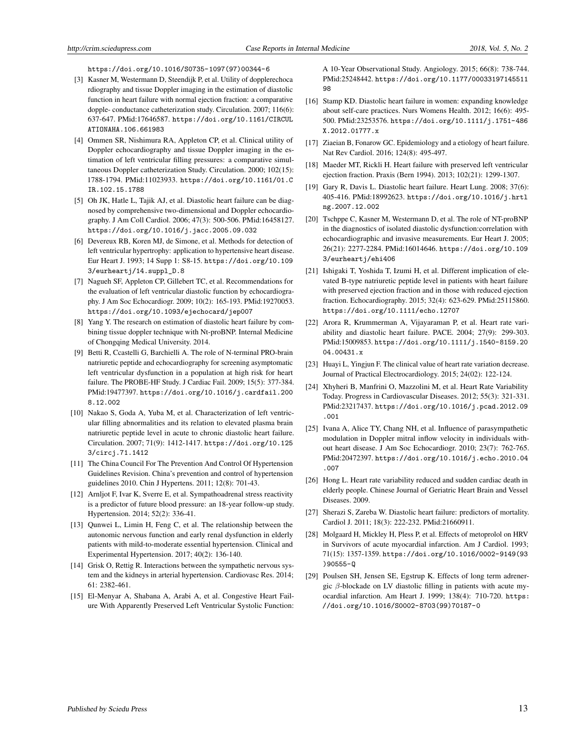https://doi.org/10.1016/S0735-1097(97)00344-6

[3] Kasner M, Westermann D, Steendijk P, et al. Utility of dopplerechocardiography and tissue Doppler imaging in the estimation of diastolic function in heart failure with normal ejection fraction: a comparative dopple- conductance catheterization study. Circulation. 2007; 116(6): 637-647. PMid:17646587. https://doi.org/10.1161/CIRCULATIONAHA.106.661983

[4] Ommen SR, Nishimura RA, Appleton CP, et al. Clinical utility of Doppler echocardiography and tissue Doppler imaging in the estimation of left ventricular filling pressures: a comparative simultaneous Doppler catheterization Study. Circulation. 2000; 102(15): 1788-1794. PMid:11023933. https://doi.org/10.1161/01.CIR.102.15.1788

[5] Oh JK, Hatle L, Tajik AJ, et al. Diastolic heart failure can be diagnosed by comprehensive two-dimensional and Doppler echocardiography. J Am Coll Cardiol. 2006; 47(3): 500-506. PMid:16458127. https://doi.org/10.1016/j.jacc.2005.09.032

[6] Devereux RB, Koren MJ, de Simone, et al. Methods for detection of left ventricular hypertrophy: application to hypertensive heart disease. Eur Heart J. 1993; 14 Supp 1: S8-15. https://doi.org/10.1093/eurheartj/14.suppl_D.8

[7] Nagueh SF, Appleton CP, Gillebert TC, et al. Recommendations for the evaluation of left ventricular diastolic function by echocardiography. J Am Soc Echocardiogr. 2009; 10(2): 165-193. PMid:19270053. https://doi.org/10.1093/ejechocard/jep007

[8] Yang Y. The research on estimation of diastolic heart failure by combining tissue doppler technique with Nt-proBNP. Internal Medicine of Chongqing Medical University. 2014.

[9] Betti R, Ccastelli G, Barchielli A. The role of N-terminal PRO-brain natriuretic peptide and echocardiography for screening asymptomatic left ventricular dysfunction in a population at high risk for heart failure. The PROBE-HF Study. J Cardiac Fail. 2009; 15(5): 377-384. PMid:19477397. https://doi.org/10.1016/j.cardfail.2008.12.002

[10] Nakao S, Goda A, Yuba M, et al. Characterization of left ventricular filling abnormalities and its relation to elevated plasma brain natriuretic peptide level in acute to chronic diastolic heart failure. Circulation. 2007; 71(9): 1412-1417. https://doi.org/10.1253/circj.71.1412

[11] The China Council For The Prevention And Control Of Hypertension Guidelines Revision. China's prevention and control of hypertension guidelines 2010. Chin J Hypertens. 2011; 12(8): 701-43.

[12] Arnljot F, Ivar K, Sverre E, et al. Sympathoadrenal stress reactivity is a predictor of future blood pressure: an 18-year follow-up study. Hypertension. 2014; 52(2): 336-41.

[13] Qunwei L, Limin H, Feng C, et al. The relationship between the autonomic nervous function and early renal dysfunction in elderly patients with mild-to-moderate essential hypertension. Clinical and Experimental Hypertension. 2017; 40(2): 136-140.

[14] Grisk O, Rettig R. Interactions between the sympathetic nervous system and the kidneys in arterial hypertension. Cardiovasc Res. 2014; 61: 2382-461.

[15] El-Menyar A, Shabana A, Arabi A, et al. Congestive Heart Failure With Apparently Preserved Left Ventricular Systolic Function: A 10-Year Observational Study. Angiology. 2015; 66(8): 738-744. PMid:25248442. https://doi.org/10.1177/0003319714551198

[16] Stamp KD. Diastolic heart failure in women: expanding knowledge about self-care practices. Nurs Womens Health. 2012; 16(6): 495-500. PMid:23253576. https://doi.org/10.1111/j.1751-486X.2012.01777.x

[17] Ziaeian B, Fonarow GC. Epidemiology and a etiology of heart failure. Nat Rev Cardiol. 2016; 124(8): 495-497.

[18] Maeder MT, Rickli H. Heart failure with preserved left ventricular ejection fraction. Praxis (Bern 1994). 2013; 102(21): 1299-1307.

[19] Gary R, Davis L. Diastolic heart failure. Heart Lung. 2008; 37(6): 405-416. PMid:18992623. https://doi.org/10.1016/j.hrtlng.2007.12.002

[20] Tschppe C, Kasner M, Westermann D, et al. The role of NT-proBNP in the diagnostics of isolated diastolic dysfunction:correlation with echocardiographic and invasive measurements. Eur Heart J. 2005; 26(21): 2277-2284. PMid:16014646. https://doi.org/10.1093/eurheartj/ehi406

[21] Ishigaki T, Yoshida T, Izumi H, et al. Different implication of elevated B-type natriuretic peptide level in patients with heart failure with preserved ejection fraction and in those with reduced ejection fraction. Echocardiography. 2015; 32(4): 623-629. PMid:25115860. https://doi.org/10.1111/echo.12707

[22] Arora R, Krummerman A, Vijayaraman P, et al. Heart rate variability and diastolic heart failure. PACE. 2004; 27(9): 299-303. PMid:15009853. https://doi.org/10.1111/j.1540-8159.2004.00431.x

[23] Huayi L, Yingjun F. The clinical value of heart rate variation decrease. Journal of Practical Electrocardiology. 2015; 24(02): 122-124.

[24] Xhyheri B, Manfrini O, Mazzolini M, et al. Heart Rate Variability Today. Progress in Cardiovascular Diseases. 2012; 55(3): 321-331. PMid:23217437. https://doi.org/10.1016/j.pcad.2012.09.001

[25] Ivana A, Alice TY, Chang NH, et al. Influence of parasympathetic modulation in Doppler mitral inflow velocity in individuals without heart disease. J Am Soc Echocardiogr. 2010; 23(7): 762-765. PMid:20472397. https://doi.org/10.1016/j.echo.2010.04.007

[26] Hong L. Heart rate variability reduced and sudden cardiac death in elderly people. Chinese Journal of Geriatric Heart Brain and Vessel Diseases. 2009.

[27] Sherazi S, Zareba W. Diastolic heart failure: predictors of mortality. Cardiol J. 2011; 18(3): 222-232. PMid:21660911.

[28] Molgaard H, Mickley H, Pless P, et al. Effects of metoprolol on HRV in Survivors of acute myocardial infarction. Am J Cardiol. 1993; 71(15): 1357-1359. https://doi.org/10.1016/0002-9149(93)90555-Q

[29] Poulsen SH, Jensen SE, Egstrup K. Effects of long term adrenergic $\beta$-blockade on LV diastolic filling in patients with acute myocardial infarction. Am Heart J. 1999; 138(4): 710-720. https://doi.org/10.1016/S0002-8703(99)70187-0